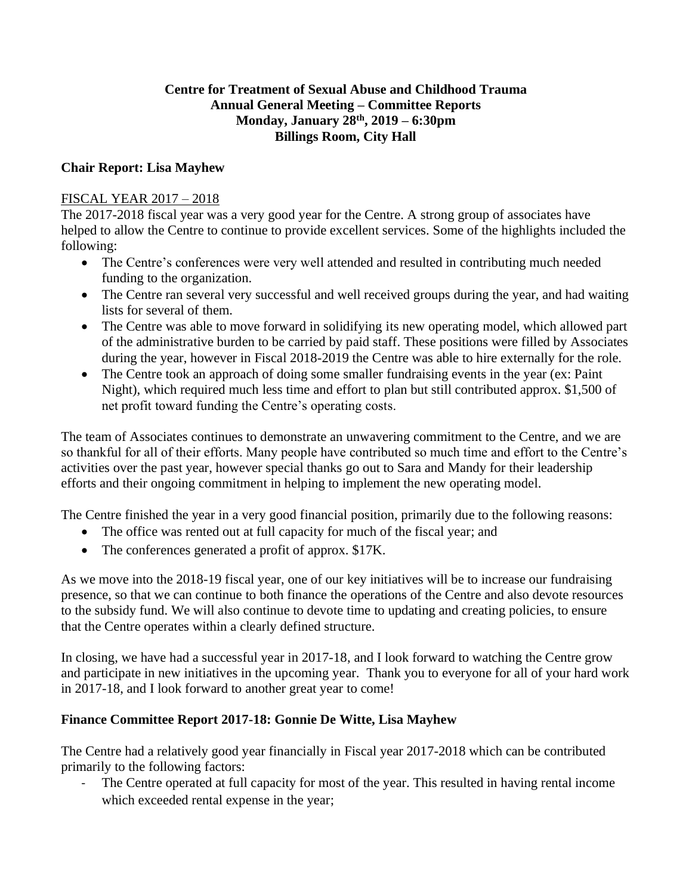**Centre for Treatment of Sexual Abuse and Childhood Trauma**
**Annual General Meeting – Committee Reports**
**Monday, January 28th, 2019 – 6:30pm**
**Billings Room, City Hall**

## Chair Report: Lisa Mayhew

FISCAL YEAR 2017 – 2018

The 2017-2018 fiscal year was a very good year for the Centre. A strong group of associates have helped to allow the Centre to continue to provide excellent services. Some of the highlights included the following:

- The Centre's conferences were very well attended and resulted in contributing much needed funding to the organization.
- The Centre ran several very successful and well received groups during the year, and had waiting lists for several of them.
- The Centre was able to move forward in solidifying its new operating model, which allowed part of the administrative burden to be carried by paid staff. These positions were filled by Associates during the year, however in Fiscal 2018-2019 the Centre was able to hire externally for the role.
- The Centre took an approach of doing some smaller fundraising events in the year (ex: Paint Night), which required much less time and effort to plan but still contributed approx. $1,500 of net profit toward funding the Centre's operating costs.

The team of Associates continues to demonstrate an unwavering commitment to the Centre, and we are so thankful for all of their efforts. Many people have contributed so much time and effort to the Centre's activities over the past year, however special thanks go out to Sara and Mandy for their leadership efforts and their ongoing commitment in helping to implement the new operating model.

The Centre finished the year in a very good financial position, primarily due to the following reasons:

- The office was rented out at full capacity for much of the fiscal year; and
- The conferences generated a profit of approx. $17K.

As we move into the 2018-19 fiscal year, one of our key initiatives will be to increase our fundraising presence, so that we can continue to both finance the operations of the Centre and also devote resources to the subsidy fund. We will also continue to devote time to updating and creating policies, to ensure that the Centre operates within a clearly defined structure.

In closing, we have had a successful year in 2017-18, and I look forward to watching the Centre grow and participate in new initiatives in the upcoming year. Thank you to everyone for all of your hard work in 2017-18, and I look forward to another great year to come!

## Finance Committee Report 2017-18: Gonnie De Witte, Lisa Mayhew

The Centre had a relatively good year financially in Fiscal year 2017-2018 which can be contributed primarily to the following factors:

- The Centre operated at full capacity for most of the year. This resulted in having rental income which exceeded rental expense in the year;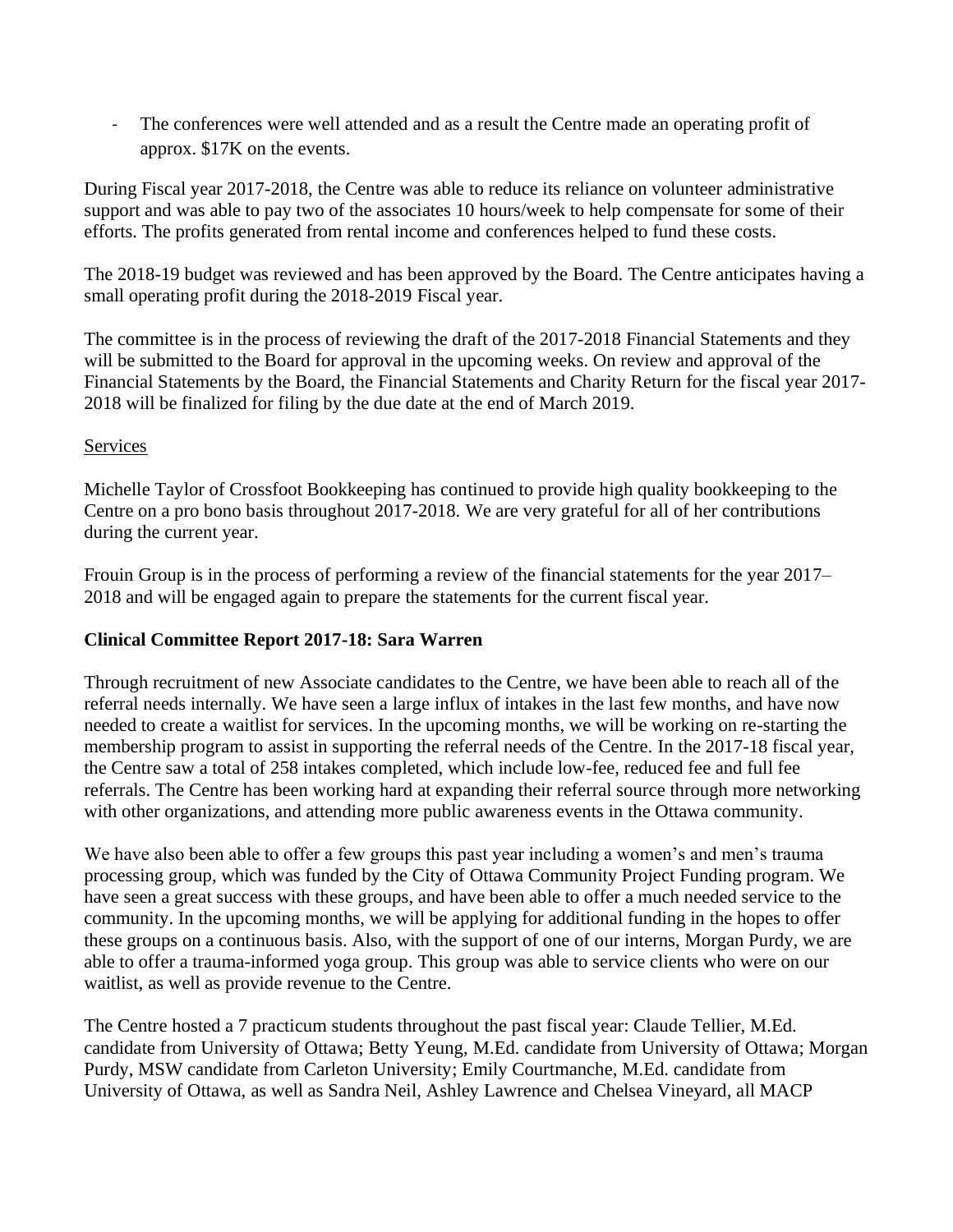- The conferences were well attended and as a result the Centre made an operating profit of approx. $17K on the events.

During Fiscal year 2017-2018, the Centre was able to reduce its reliance on volunteer administrative support and was able to pay two of the associates 10 hours/week to help compensate for some of their efforts. The profits generated from rental income and conferences helped to fund these costs.

The 2018-19 budget was reviewed and has been approved by the Board. The Centre anticipates having a small operating profit during the 2018-2019 Fiscal year.

The committee is in the process of reviewing the draft of the 2017-2018 Financial Statements and they will be submitted to the Board for approval in the upcoming weeks. On review and approval of the Financial Statements by the Board, the Financial Statements and Charity Return for the fiscal year 2017-2018 will be finalized for filing by the due date at the end of March 2019.

Services

Michelle Taylor of Crossfoot Bookkeeping has continued to provide high quality bookkeeping to the Centre on a pro bono basis throughout 2017-2018. We are very grateful for all of her contributions during the current year.

Frouin Group is in the process of performing a review of the financial statements for the year 2017–2018 and will be engaged again to prepare the statements for the current fiscal year.

**Clinical Committee Report 2017-18: Sara Warren**

Through recruitment of new Associate candidates to the Centre, we have been able to reach all of the referral needs internally. We have seen a large influx of intakes in the last few months, and have now needed to create a waitlist for services. In the upcoming months, we will be working on re-starting the membership program to assist in supporting the referral needs of the Centre. In the 2017-18 fiscal year, the Centre saw a total of 258 intakes completed, which include low-fee, reduced fee and full fee referrals. The Centre has been working hard at expanding their referral source through more networking with other organizations, and attending more public awareness events in the Ottawa community.

We have also been able to offer a few groups this past year including a women's and men's trauma processing group, which was funded by the City of Ottawa Community Project Funding program. We have seen a great success with these groups, and have been able to offer a much needed service to the community. In the upcoming months, we will be applying for additional funding in the hopes to offer these groups on a continuous basis. Also, with the support of one of our interns, Morgan Purdy, we are able to offer a trauma-informed yoga group. This group was able to service clients who were on our waitlist, as well as provide revenue to the Centre.

The Centre hosted a 7 practicum students throughout the past fiscal year: Claude Tellier, M.Ed. candidate from University of Ottawa; Betty Yeung, M.Ed. candidate from University of Ottawa; Morgan Purdy, MSW candidate from Carleton University; Emily Courtmanche, M.Ed. candidate from University of Ottawa, as well as Sandra Neil, Ashley Lawrence and Chelsea Vineyard, all MACP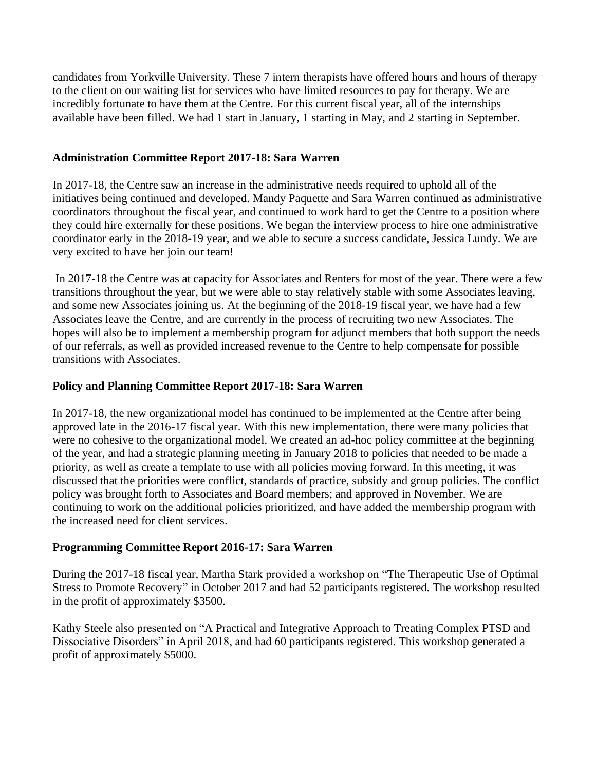candidates from Yorkville University. These 7 intern therapists have offered hours and hours of therapy to the client on our waiting list for services who have limited resources to pay for therapy. We are incredibly fortunate to have them at the Centre. For this current fiscal year, all of the internships available have been filled. We had 1 start in January, 1 starting in May, and 2 starting in September.

**Administration Committee Report 2017-18: Sara Warren**

In 2017-18, the Centre saw an increase in the administrative needs required to uphold all of the initiatives being continued and developed. Mandy Paquette and Sara Warren continued as administrative coordinators throughout the fiscal year, and continued to work hard to get the Centre to a position where they could hire externally for these positions. We began the interview process to hire one administrative coordinator early in the 2018-19 year, and we able to secure a success candidate, Jessica Lundy. We are very excited to have her join our team!

In 2017-18 the Centre was at capacity for Associates and Renters for most of the year. There were a few transitions throughout the year, but we were able to stay relatively stable with some Associates leaving, and some new Associates joining us. At the beginning of the 2018-19 fiscal year, we have had a few Associates leave the Centre, and are currently in the process of recruiting two new Associates. The hopes will also be to implement a membership program for adjunct members that both support the needs of our referrals, as well as provided increased revenue to the Centre to help compensate for possible transitions with Associates.

**Policy and Planning Committee Report 2017-18: Sara Warren**

In 2017-18, the new organizational model has continued to be implemented at the Centre after being approved late in the 2016-17 fiscal year. With this new implementation, there were many policies that were no cohesive to the organizational model. We created an ad-hoc policy committee at the beginning of the year, and had a strategic planning meeting in January 2018 to policies that needed to be made a priority, as well as create a template to use with all policies moving forward. In this meeting, it was discussed that the priorities were conflict, standards of practice, subsidy and group policies. The conflict policy was brought forth to Associates and Board members; and approved in November. We are continuing to work on the additional policies prioritized, and have added the membership program with the increased need for client services.

**Programming Committee Report 2016-17: Sara Warren**

During the 2017-18 fiscal year, Martha Stark provided a workshop on "The Therapeutic Use of Optimal Stress to Promote Recovery" in October 2017 and had 52 participants registered. The workshop resulted in the profit of approximately $3500.

Kathy Steele also presented on "A Practical and Integrative Approach to Treating Complex PTSD and Dissociative Disorders" in April 2018, and had 60 participants registered. This workshop generated a profit of approximately $5000.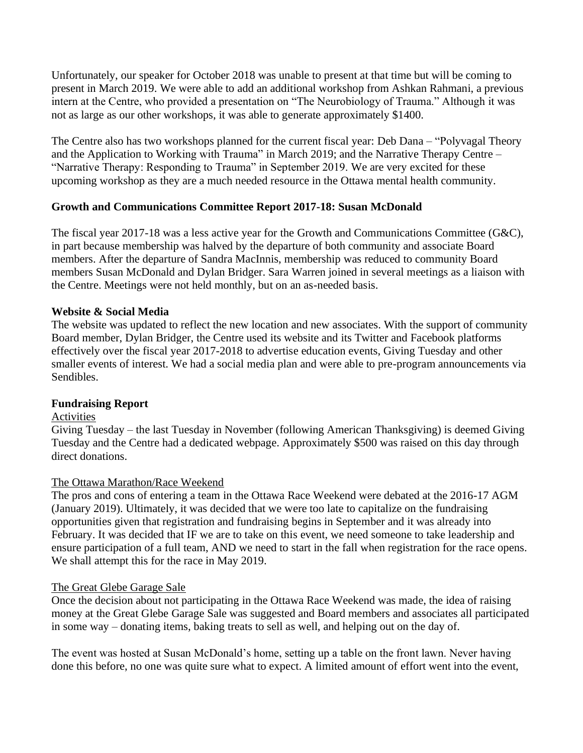Unfortunately, our speaker for October 2018 was unable to present at that time but will be coming to present in March 2019. We were able to add an additional workshop from Ashkan Rahmani, a previous intern at the Centre, who provided a presentation on "The Neurobiology of Trauma." Although it was not as large as our other workshops, it was able to generate approximately $1400.

The Centre also has two workshops planned for the current fiscal year: Deb Dana – "Polyvagal Theory and the Application to Working with Trauma" in March 2019; and the Narrative Therapy Centre – "Narrative Therapy: Responding to Trauma" in September 2019. We are very excited for these upcoming workshop as they are a much needed resource in the Ottawa mental health community.

**Growth and Communications Committee Report 2017-18: Susan McDonald**

The fiscal year 2017-18 was a less active year for the Growth and Communications Committee (G&C), in part because membership was halved by the departure of both community and associate Board members. After the departure of Sandra MacInnis, membership was reduced to community Board members Susan McDonald and Dylan Bridger. Sara Warren joined in several meetings as a liaison with the Centre. Meetings were not held monthly, but on an as-needed basis.

**Website & Social Media**

The website was updated to reflect the new location and new associates. With the support of community Board member, Dylan Bridger, the Centre used its website and its Twitter and Facebook platforms effectively over the fiscal year 2017-2018 to advertise education events, Giving Tuesday and other smaller events of interest. We had a social media plan and were able to pre-program announcements via Sendibles.

**Fundraising Report**

<u>Activities</u>

Giving Tuesday – the last Tuesday in November (following American Thanksgiving) is deemed Giving Tuesday and the Centre had a dedicated webpage. Approximately $500 was raised on this day through direct donations.

<u>The Ottawa Marathon/Race Weekend</u>

The pros and cons of entering a team in the Ottawa Race Weekend were debated at the 2016-17 AGM (January 2019). Ultimately, it was decided that we were too late to capitalize on the fundraising opportunities given that registration and fundraising begins in September and it was already into February. It was decided that IF we are to take on this event, we need someone to take leadership and ensure participation of a full team, AND we need to start in the fall when registration for the race opens. We shall attempt this for the race in May 2019.

<u>The Great Glebe Garage Sale</u>

Once the decision about not participating in the Ottawa Race Weekend was made, the idea of raising money at the Great Glebe Garage Sale was suggested and Board members and associates all participated in some way – donating items, baking treats to sell as well, and helping out on the day of.

The event was hosted at Susan McDonald's home, setting up a table on the front lawn. Never having done this before, no one was quite sure what to expect. A limited amount of effort went into the event,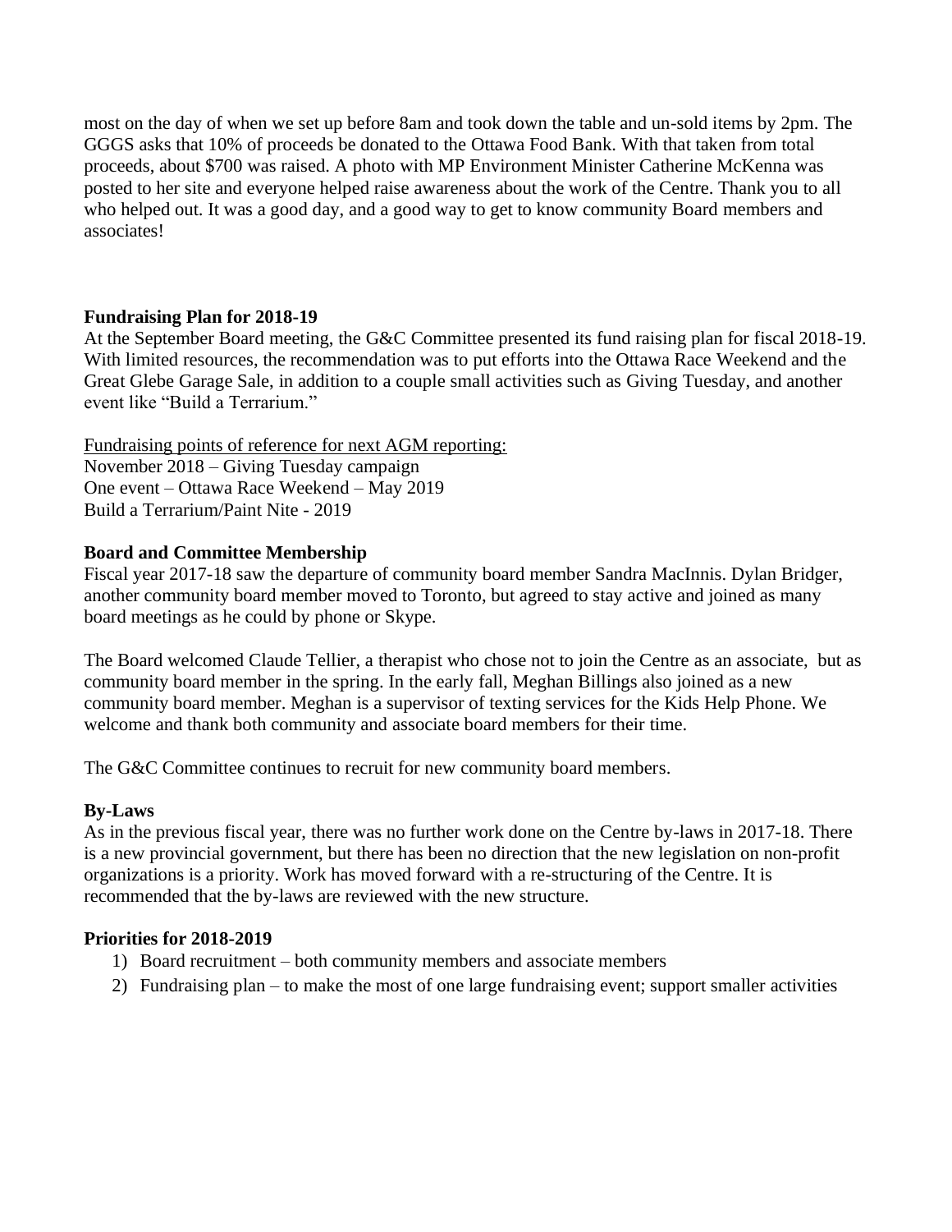most on the day of when we set up before 8am and took down the table and un-sold items by 2pm. The GGGS asks that 10% of proceeds be donated to the Ottawa Food Bank. With that taken from total proceeds, about $700 was raised. A photo with MP Environment Minister Catherine McKenna was posted to her site and everyone helped raise awareness about the work of the Centre. Thank you to all who helped out. It was a good day, and a good way to get to know community Board members and associates!

**Fundraising Plan for 2018-19**

At the September Board meeting, the G&C Committee presented its fund raising plan for fiscal 2018-19. With limited resources, the recommendation was to put efforts into the Ottawa Race Weekend and the Great Glebe Garage Sale, in addition to a couple small activities such as Giving Tuesday, and another event like "Build a Terrarium."

<u>Fundraising points of reference for next AGM reporting:</u>
November 2018 – Giving Tuesday campaign
One event – Ottawa Race Weekend – May 2019
Build a Terrarium/Paint Nite - 2019

**Board and Committee Membership**

Fiscal year 2017-18 saw the departure of community board member Sandra MacInnis. Dylan Bridger, another community board member moved to Toronto, but agreed to stay active and joined as many board meetings as he could by phone or Skype.

The Board welcomed Claude Tellier, a therapist who chose not to join the Centre as an associate, but as community board member in the spring. In the early fall, Meghan Billings also joined as a new community board member. Meghan is a supervisor of texting services for the Kids Help Phone. We welcome and thank both community and associate board members for their time.

The G&C Committee continues to recruit for new community board members.

**By-Laws**

As in the previous fiscal year, there was no further work done on the Centre by-laws in 2017-18. There is a new provincial government, but there has been no direction that the new legislation on non-profit organizations is a priority. Work has moved forward with a re-structuring of the Centre. It is recommended that the by-laws are reviewed with the new structure.

**Priorities for 2018-2019**

1) Board recruitment – both community members and associate members
2) Fundraising plan – to make the most of one large fundraising event; support smaller activities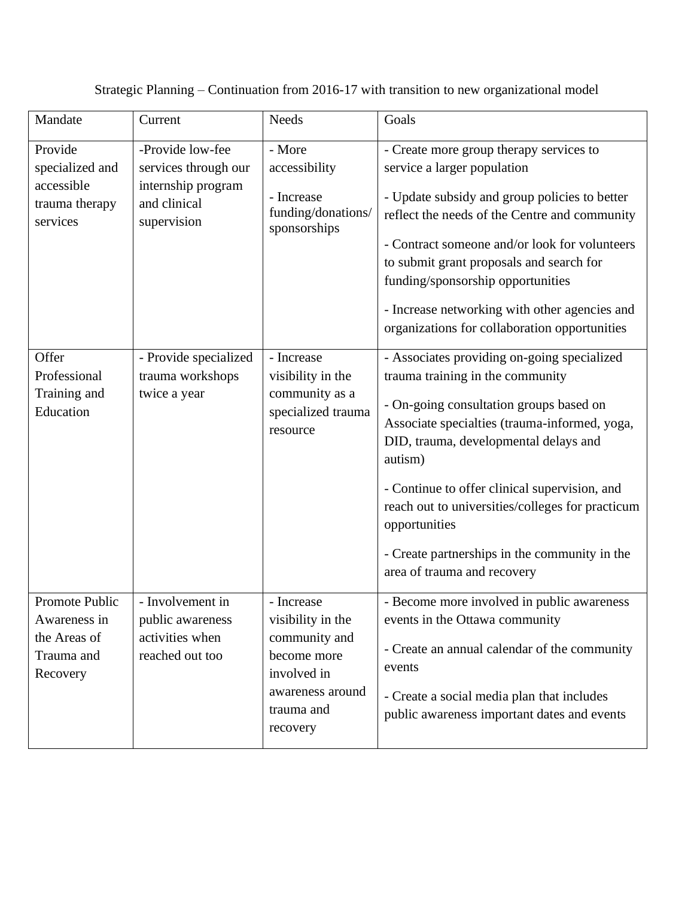Strategic Planning – Continuation from 2016-17 with transition to new organizational model

| Mandate | Current | Needs | Goals |
|---|---|---|---|
| Provide specialized and accessible trauma therapy services | -Provide low-fee services through our internship program and clinical supervision | - More accessibility<br><br>- Increase funding/donations/ sponsorships | - Create more group therapy services to service a larger population<br><br>- Update subsidy and group policies to better reflect the needs of the Centre and community<br><br>- Contract someone and/or look for volunteers to submit grant proposals and search for funding/sponsorship opportunities<br><br>- Increase networking with other agencies and organizations for collaboration opportunities |
| Offer Professional Training and Education | - Provide specialized trauma workshops twice a year | - Increase visibility in the community as a specialized trauma resource | - Associates providing on-going specialized trauma training in the community<br><br>- On-going consultation groups based on Associate specialties (trauma-informed, yoga, DID, trauma, developmental delays and autism)<br><br>- Continue to offer clinical supervision, and reach out to universities/colleges for practicum opportunities<br><br>- Create partnerships in the community in the area of trauma and recovery |
| Promote Public Awareness in the Areas of Trauma and Recovery | - Involvement in public awareness activities when reached out too | - Increase visibility in the community and become more involved in awareness around trauma and recovery | - Become more involved in public awareness events in the Ottawa community<br><br>- Create an annual calendar of the community events<br><br>- Create a social media plan that includes public awareness important dates and events |